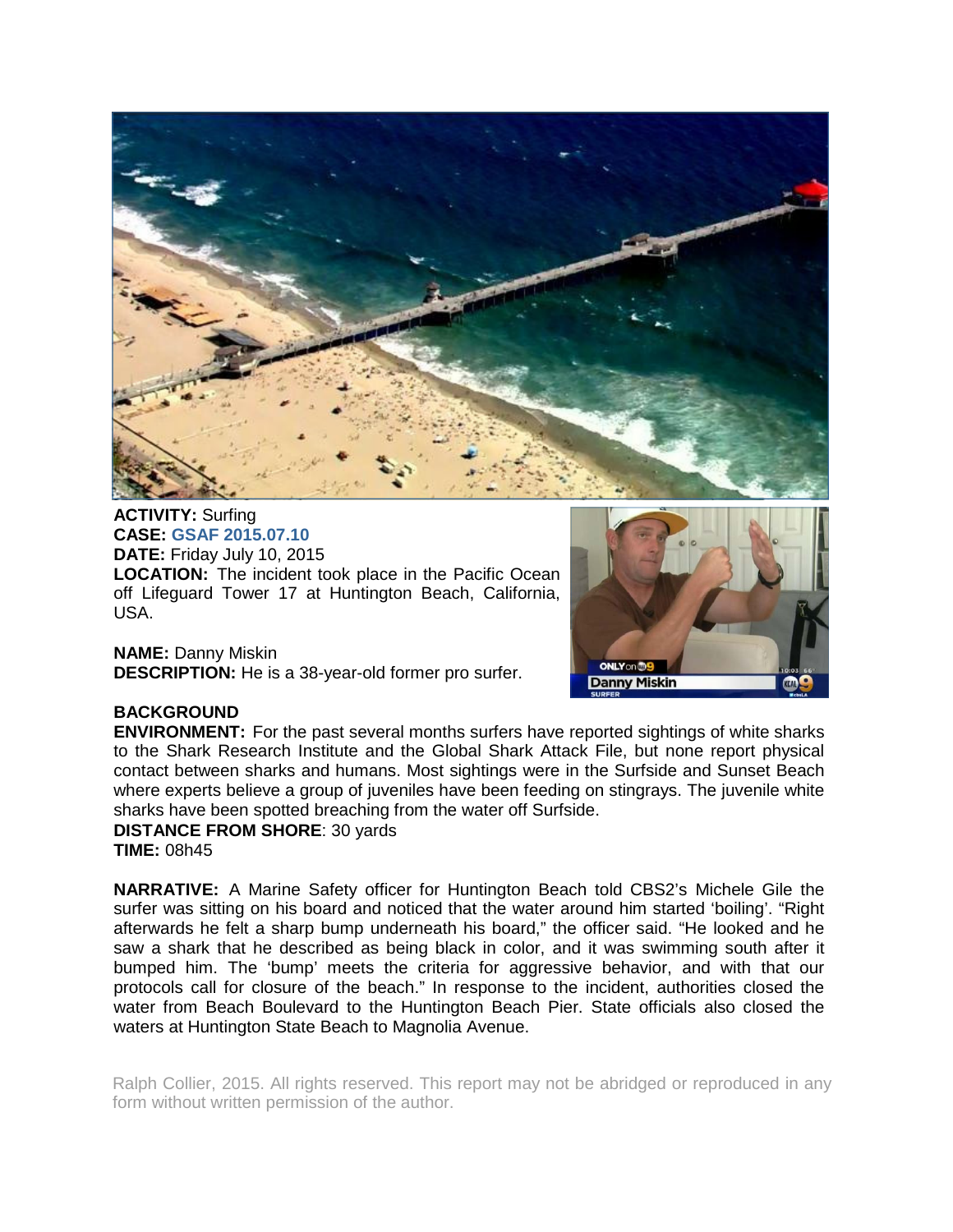**ACTIVITY:** Surfing
**CASE:** GSAF 2015.07.10
**DATE:** Friday July 10, 2015
**LOCATION:** The incident took place in the Pacific Ocean off Lifeguard Tower 17 at Huntington Beach, California, USA.

**NAME:** Danny Miskin
**DESCRIPTION:** He is a 38-year-old former pro surfer.

**BACKGROUND**
**ENVIRONMENT:** For the past several months surfers have reported sightings of white sharks to the Shark Research Institute and the Global Shark Attack File, but none report physical contact between sharks and humans. Most sightings were in the Surfside and Sunset Beach where experts believe a group of juveniles have been feeding on stingrays. The juvenile white sharks have been spotted breaching from the water off Surfside.
**DISTANCE FROM SHORE**: 30 yards
**TIME:** 08h45

**NARRATIVE:** A Marine Safety officer for Huntington Beach told CBS2's Michele Gile the surfer was sitting on his board and noticed that the water around him started 'boiling'. "Right afterwards he felt a sharp bump underneath his board," the officer said. "He looked and he saw a shark that he described as being black in color, and it was swimming south after it bumped him. The 'bump' meets the criteria for aggressive behavior, and with that our protocols call for closure of the beach." In response to the incident, authorities closed the water from Beach Boulevard to the Huntington Beach Pier. State officials also closed the waters at Huntington State Beach to Magnolia Avenue.

Ralph Collier, 2015. All rights reserved. This report may not be abridged or reproduced in any form without written permission of the author.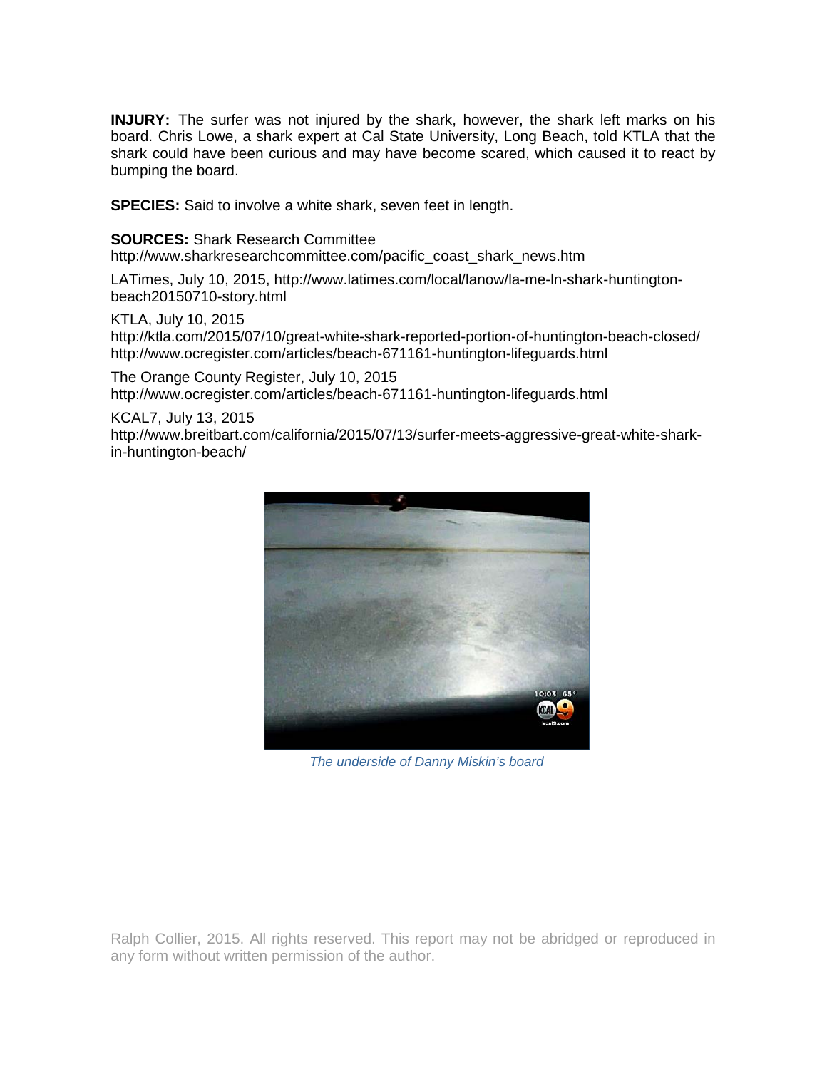**INJURY:** The surfer was not injured by the shark, however, the shark left marks on his board. Chris Lowe, a shark expert at Cal State University, Long Beach, told KTLA that the shark could have been curious and may have become scared, which caused it to react by bumping the board.

**SPECIES:** Said to involve a white shark, seven feet in length.

**SOURCES:** Shark Research Committee
http://www.sharkresearchcommittee.com/pacific_coast_shark_news.htm

LATimes, July 10, 2015, http://www.latimes.com/local/lanow/la-me-ln-shark-huntington-beach20150710-story.html

KTLA, July 10, 2015
http://ktla.com/2015/07/10/great-white-shark-reported-portion-of-huntington-beach-closed/
http://www.ocregister.com/articles/beach-671161-huntington-lifeguards.html

The Orange County Register, July 10, 2015
http://www.ocregister.com/articles/beach-671161-huntington-lifeguards.html

KCAL7, July 13, 2015
http://www.breitbart.com/california/2015/07/13/surfer-meets-aggressive-great-white-shark-in-huntington-beach/

*The underside of Danny Miskin's board*

Ralph Collier, 2015. All rights reserved. This report may not be abridged or reproduced in any form without written permission of the author.